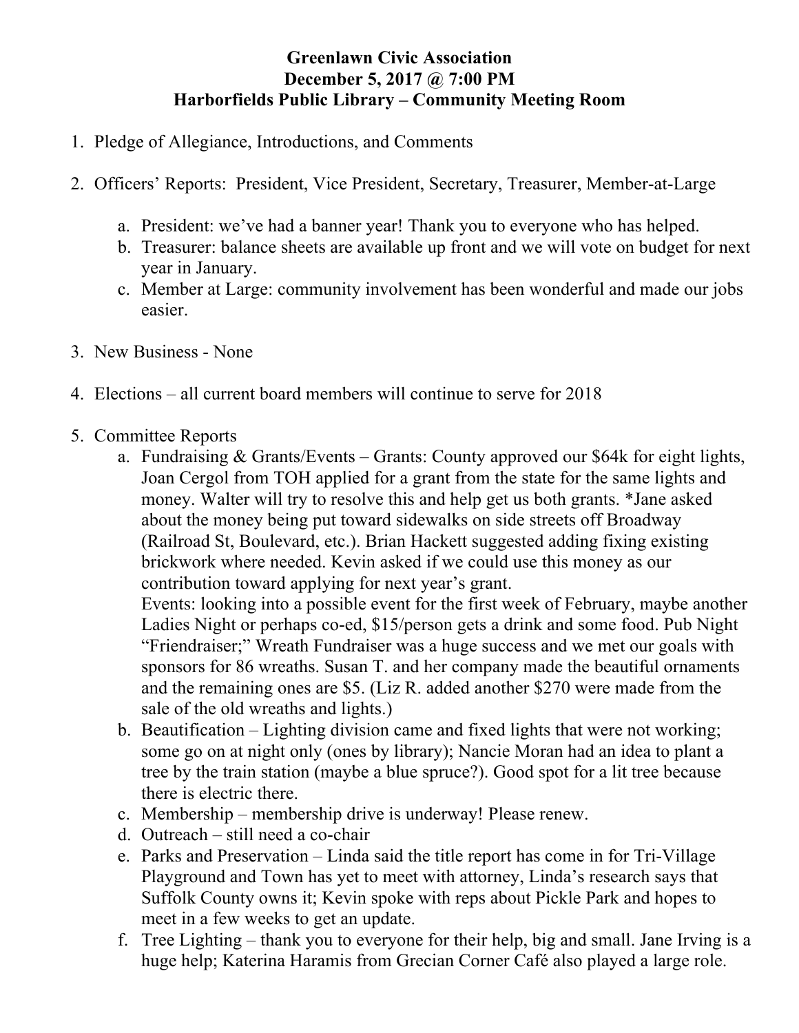**Greenlawn Civic Association**
**December 5, 2017 @ 7:00 PM**
**Harborfields Public Library – Community Meeting Room**

1. Pledge of Allegiance, Introductions, and Comments

2. Officers' Reports: President, Vice President, Secretary, Treasurer, Member-at-Large

    a. President: we've had a banner year! Thank you to everyone who has helped.
    b. Treasurer: balance sheets are available up front and we will vote on budget for next year in January.
    c. Member at Large: community involvement has been wonderful and made our jobs easier.

3. New Business - None

4. Elections – all current board members will continue to serve for 2018

5. Committee Reports
    a. Fundraising & Grants/Events – Grants: County approved our $64k for eight lights, Joan Cergol from TOH applied for a grant from the state for the same lights and money. Walter will try to resolve this and help get us both grants. *Jane asked about the money being put toward sidewalks on side streets off Broadway (Railroad St, Boulevard, etc.). Brian Hackett suggested adding fixing existing brickwork where needed. Kevin asked if we could use this money as our contribution toward applying for next year's grant.
    Events: looking into a possible event for the first week of February, maybe another Ladies Night or perhaps co-ed, $15/person gets a drink and some food. Pub Night "Friendraiser;" Wreath Fundraiser was a huge success and we met our goals with sponsors for 86 wreaths. Susan T. and her company made the beautiful ornaments and the remaining ones are $5. (Liz R. added another $270 were made from the sale of the old wreaths and lights.)
    b. Beautification – Lighting division came and fixed lights that were not working; some go on at night only (ones by library); Nancie Moran had an idea to plant a tree by the train station (maybe a blue spruce?). Good spot for a lit tree because there is electric there.
    c. Membership – membership drive is underway! Please renew.
    d. Outreach – still need a co-chair
    e. Parks and Preservation – Linda said the title report has come in for Tri-Village Playground and Town has yet to meet with attorney, Linda's research says that Suffolk County owns it; Kevin spoke with reps about Pickle Park and hopes to meet in a few weeks to get an update.
    f. Tree Lighting – thank you to everyone for their help, big and small. Jane Irving is a huge help; Katerina Haramis from Grecian Corner Café also played a large role.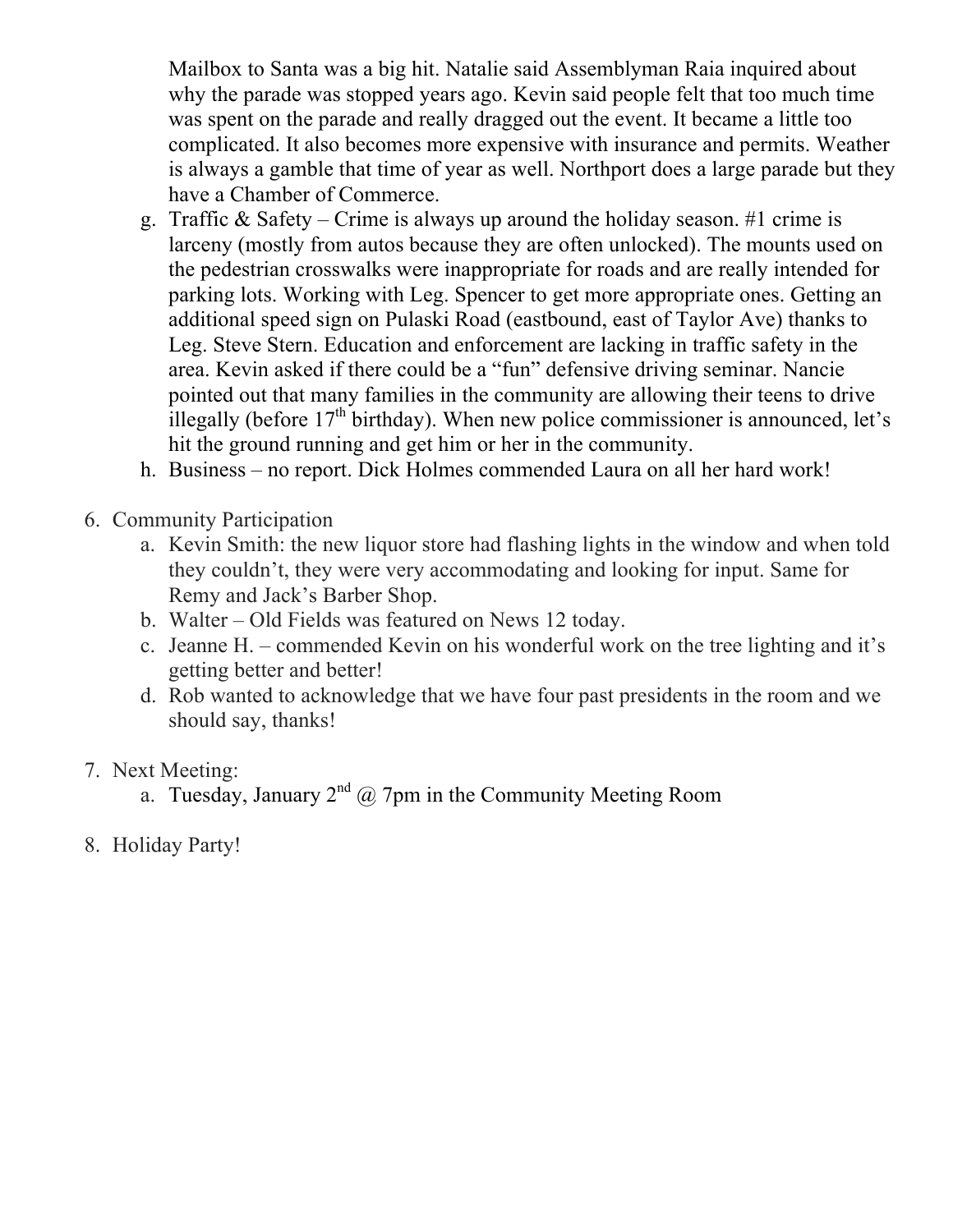Mailbox to Santa was a big hit. Natalie said Assemblyman Raia inquired about why the parade was stopped years ago. Kevin said people felt that too much time was spent on the parade and really dragged out the event. It became a little too complicated. It also becomes more expensive with insurance and permits. Weather is always a gamble that time of year as well. Northport does a large parade but they have a Chamber of Commerce.

   g. Traffic & Safety – Crime is always up around the holiday season. #1 crime is larceny (mostly from autos because they are often unlocked). The mounts used on the pedestrian crosswalks were inappropriate for roads and are really intended for parking lots. Working with Leg. Spencer to get more appropriate ones. Getting an additional speed sign on Pulaski Road (eastbound, east of Taylor Ave) thanks to Leg. Steve Stern. Education and enforcement are lacking in traffic safety in the area. Kevin asked if there could be a "fun" defensive driving seminar. Nancie pointed out that many families in the community are allowing their teens to drive illegally (before 17th birthday). When new police commissioner is announced, let's hit the ground running and get him or her in the community.
   h. Business – no report. Dick Holmes commended Laura on all her hard work!

6. Community Participation
   a. Kevin Smith: the new liquor store had flashing lights in the window and when told they couldn't, they were very accommodating and looking for input. Same for Remy and Jack's Barber Shop.
   b. Walter – Old Fields was featured on News 12 today.
   c. Jeanne H. – commended Kevin on his wonderful work on the tree lighting and it's getting better and better!
   d. Rob wanted to acknowledge that we have four past presidents in the room and we should say, thanks!

7. Next Meeting:
   a. Tuesday, January 2nd @ 7pm in the Community Meeting Room

8. Holiday Party!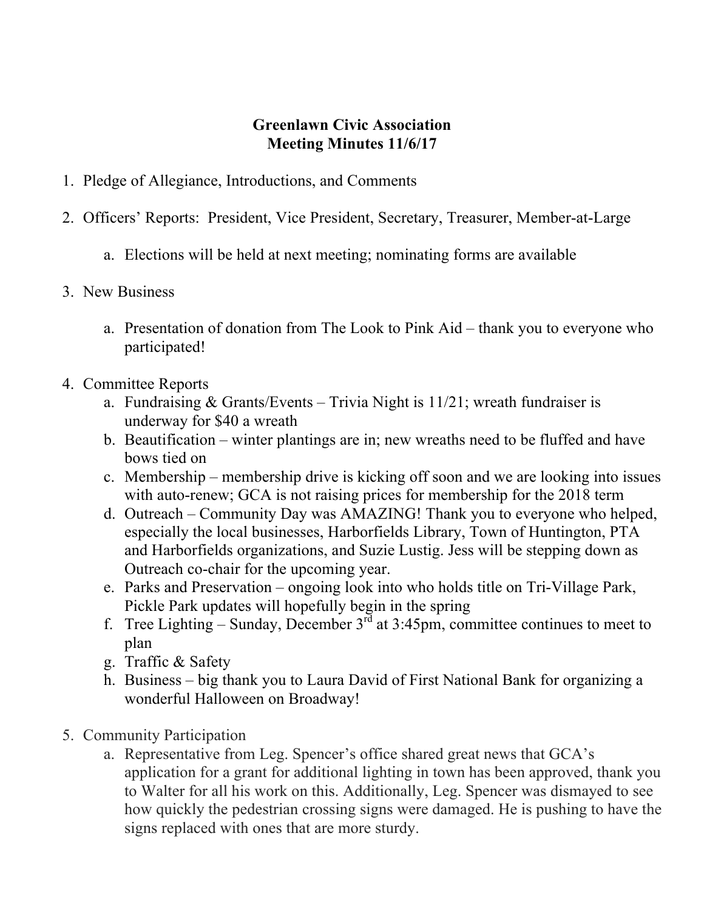**Greenlawn Civic Association**
**Meeting Minutes 11/6/17**

1. Pledge of Allegiance, Introductions, and Comments

2. Officers' Reports: President, Vice President, Secretary, Treasurer, Member-at-Large

    a. Elections will be held at next meeting; nominating forms are available

3. New Business

    a. Presentation of donation from The Look to Pink Aid – thank you to everyone who participated!

4. Committee Reports
    a. Fundraising & Grants/Events – Trivia Night is 11/21; wreath fundraiser is underway for $40 a wreath
    b. Beautification – winter plantings are in; new wreaths need to be fluffed and have bows tied on
    c. Membership – membership drive is kicking off soon and we are looking into issues with auto-renew; GCA is not raising prices for membership for the 2018 term
    d. Outreach – Community Day was AMAZING! Thank you to everyone who helped, especially the local businesses, Harborfields Library, Town of Huntington, PTA and Harborfields organizations, and Suzie Lustig. Jess will be stepping down as Outreach co-chair for the upcoming year.
    e. Parks and Preservation – ongoing look into who holds title on Tri-Village Park, Pickle Park updates will hopefully begin in the spring
    f. Tree Lighting – Sunday, December 3rd at 3:45pm, committee continues to meet to plan
    g. Traffic & Safety
    h. Business – big thank you to Laura David of First National Bank for organizing a wonderful Halloween on Broadway!

5. Community Participation
    a. Representative from Leg. Spencer's office shared great news that GCA's application for a grant for additional lighting in town has been approved, thank you to Walter for all his work on this. Additionally, Leg. Spencer was dismayed to see how quickly the pedestrian crossing signs were damaged. He is pushing to have the signs replaced with ones that are more sturdy.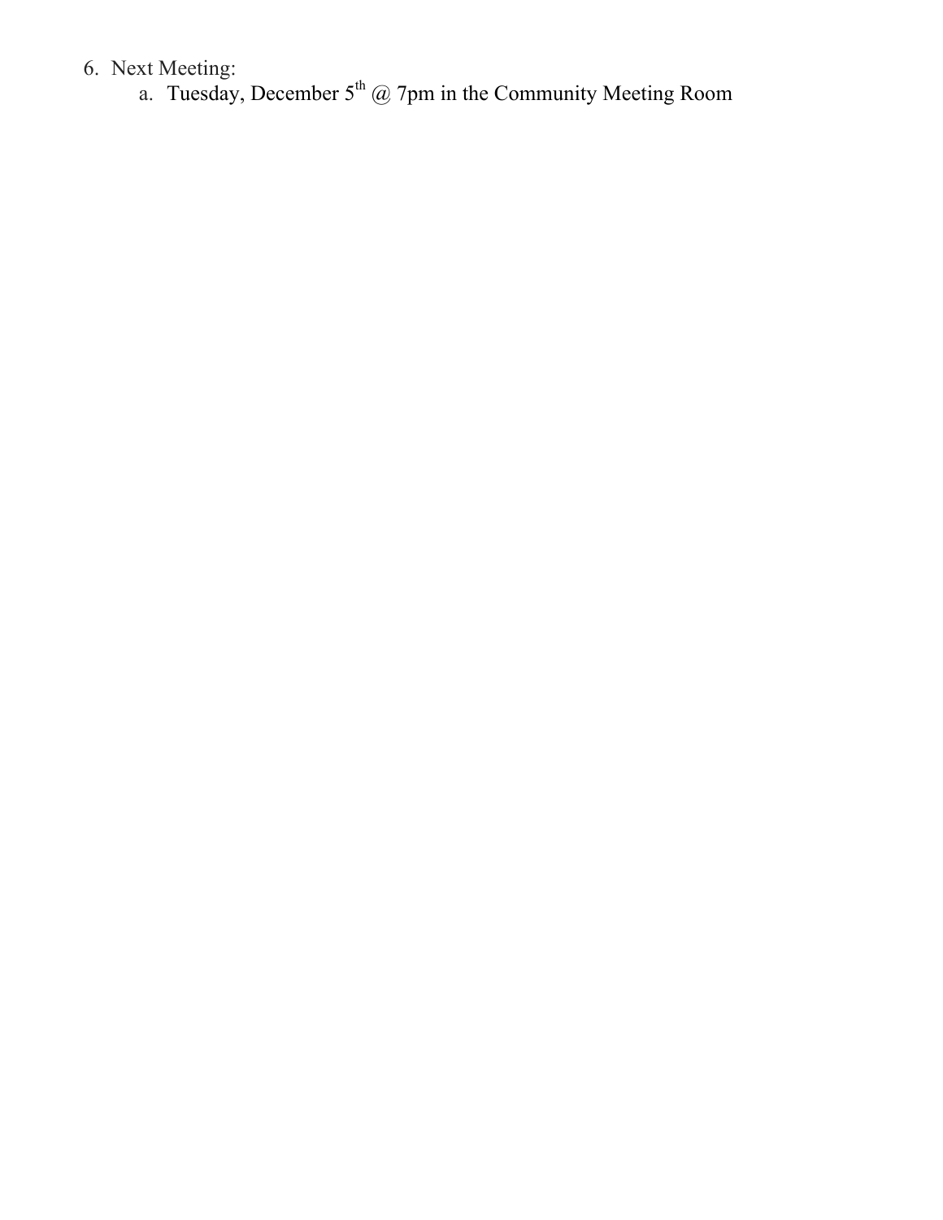6. Next Meeting:
    a. Tuesday, December 5th @ 7pm in the Community Meeting Room